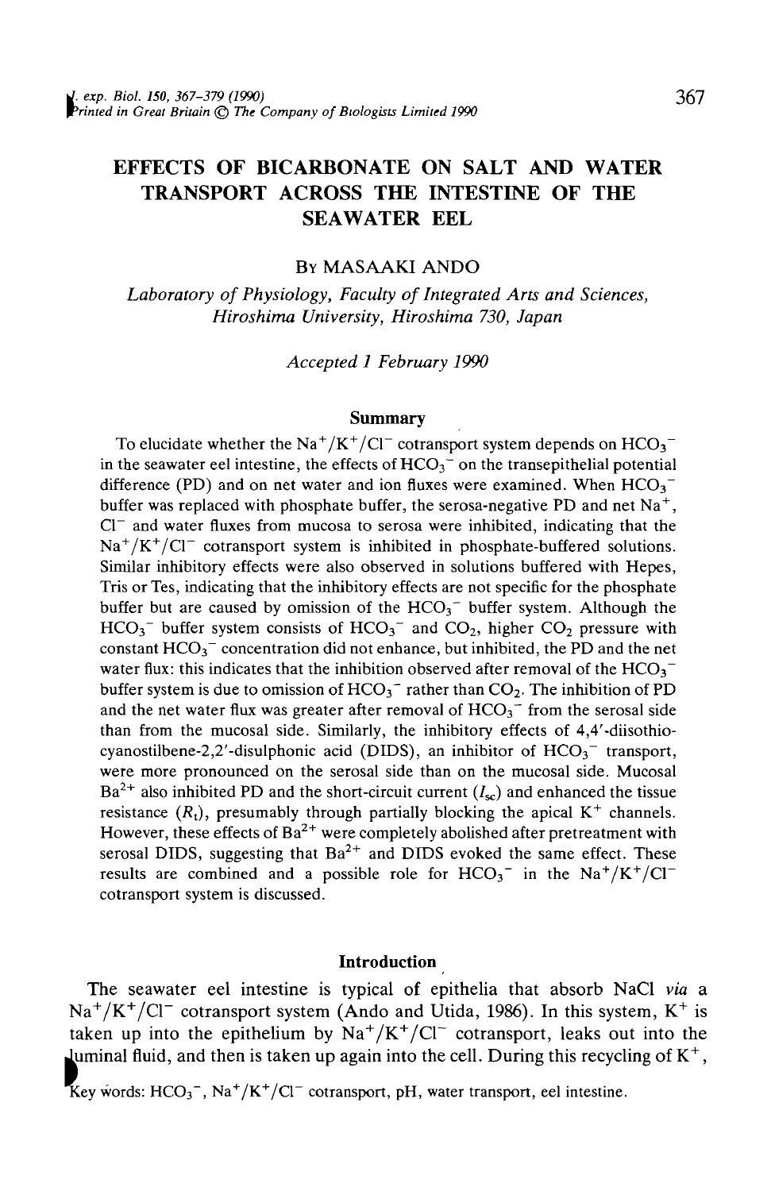# EFFECTS OF BICARBONATE ON SALT AND WATER TRANSPORT ACROSS THE INTESTINE OF THE SEAWATER EEL

By MASAAKI ANDO

*Laboratory of Physiology, Faculty of Integrated Arts and Sciences, Hiroshima University, Hiroshima 730, Japan*

*Accepted 1 February 1990*

## Summary

To elucidate whether the $Na^+/K^+/Cl^-$ cotransport system depends on $HCO_3^-$ in the seawater eel intestine, the effects of $HCO_3^-$ on the transepithelial potential difference (PD) and on net water and ion fluxes were examined. When $HCO_3^-$ buffer was replaced with phosphate buffer, the serosa-negative PD and net $Na^+$, $Cl^-$ and water fluxes from mucosa to serosa were inhibited, indicating that the $Na^+/K^+/Cl^-$ cotransport system is inhibited in phosphate-buffered solutions. Similar inhibitory effects were also observed in solutions buffered with Hepes, Tris or Tes, indicating that the inhibitory effects are not specific for the phosphate buffer but are caused by omission of the $HCO_3^-$ buffer system. Although the $HCO_3^-$ buffer system consists of $HCO_3^-$ and $CO_2$, higher $CO_2$ pressure with constant $HCO_3^-$ concentration did not enhance, but inhibited, the PD and the net water flux: this indicates that the inhibition observed after removal of the $HCO_3^-$ buffer system is due to omission of $HCO_3^-$ rather than $CO_2$. The inhibition of PD and the net water flux was greater after removal of $HCO_3^-$ from the serosal side than from the mucosal side. Similarly, the inhibitory effects of 4,4′-diisothiocyanostilbene-2,2′-disulphonic acid (DIDS), an inhibitor of $HCO_3^-$ transport, were more pronounced on the serosal side than on the mucosal side. Mucosal $Ba^{2+}$ also inhibited PD and the short-circuit current ($I_{sc}$) and enhanced the tissue resistance ($R_t$), presumably through partially blocking the apical $K^+$ channels. However, these effects of $Ba^{2+}$ were completely abolished after pretreatment with serosal DIDS, suggesting that $Ba^{2+}$ and DIDS evoked the same effect. These results are combined and a possible role for $HCO_3^-$ in the $Na^+/K^+/Cl^-$ cotransport system is discussed.

## Introduction

The seawater eel intestine is typical of epithelia that absorb NaCl *via* a $Na^+/K^+/Cl^-$ cotransport system (Ando and Utida, 1986). In this system, $K^+$ is taken up into the epithelium by $Na^+/K^+/Cl^-$ cotransport, leaks out into the luminal fluid, and then is taken up again into the cell. During this recycling of $K^+$,

Key words: $HCO_3^-$, $Na^+/K^+/Cl^-$ cotransport, pH, water transport, eel intestine.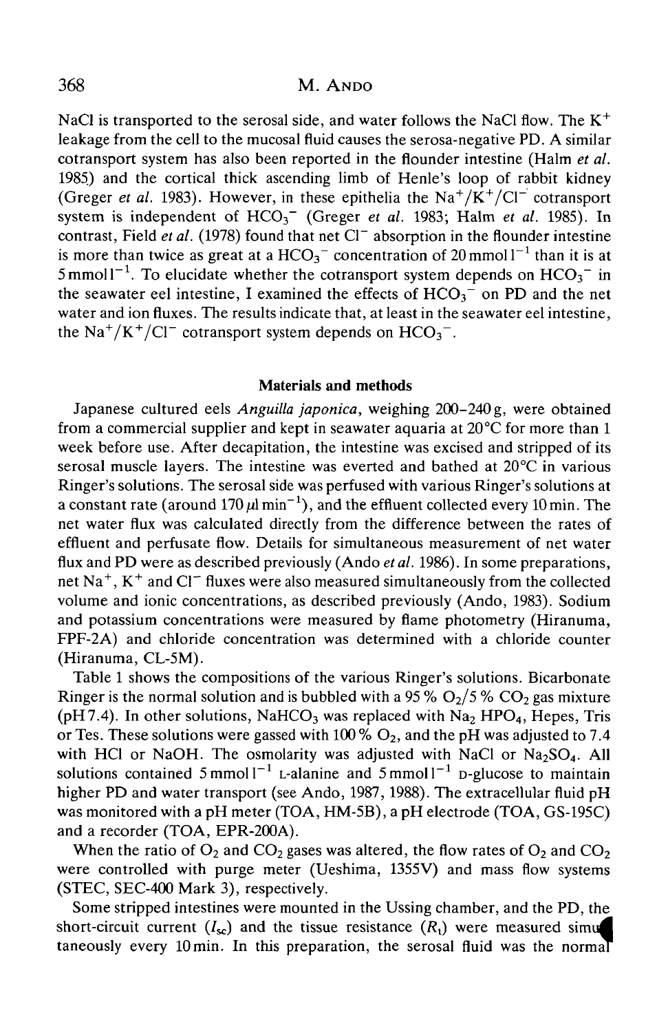NaCl is transported to the serosal side, and water follows the NaCl flow. The $K^+$ leakage from the cell to the mucosal fluid causes the serosa-negative PD. A similar cotransport system has also been reported in the flounder intestine (Halm *et al.* 1985) and the cortical thick ascending limb of Henle's loop of rabbit kidney (Greger *et al.* 1983). However, in these epithelia the $Na^+/K^+/Cl^-$ cotransport system is independent of $HCO_3^-$ (Greger *et al.* 1983; Halm *et al.* 1985). In contrast, Field *et al.* (1978) found that net $Cl^-$ absorption in the flounder intestine is more than twice as great at a $HCO_3^-$ concentration of $20\,mmol\,l^{-1}$ than it is at $5\,mmol\,l^{-1}$. To elucidate whether the cotransport system depends on $HCO_3^-$ in the seawater eel intestine, I examined the effects of $HCO_3^-$ on PD and the net water and ion fluxes. The results indicate that, at least in the seawater eel intestine, the $Na^+/K^+/Cl^-$ cotransport system depends on $HCO_3^-$.

## Materials and methods

Japanese cultured eels *Anguilla japonica*, weighing 200–240 g, were obtained from a commercial supplier and kept in seawater aquaria at 20°C for more than 1 week before use. After decapitation, the intestine was excised and stripped of its serosal muscle layers. The intestine was everted and bathed at 20°C in various Ringer's solutions. The serosal side was perfused with various Ringer's solutions at a constant rate (around $170\,\mu l\,min^{-1}$), and the effluent collected every 10 min. The net water flux was calculated directly from the difference between the rates of effluent and perfusate flow. Details for simultaneous measurement of net water flux and PD were as described previously (Ando *et al.* 1986). In some preparations, net $Na^+$, $K^+$ and $Cl^-$ fluxes were also measured simultaneously from the collected volume and ionic concentrations, as described previously (Ando, 1983). Sodium and potassium concentrations were measured by flame photometry (Hiranuma, FPF-2A) and chloride concentration was determined with a chloride counter (Hiranuma, CL-5M).

Table 1 shows the compositions of the various Ringer's solutions. Bicarbonate Ringer is the normal solution and is bubbled with a 95 % $O_2$/5 % $CO_2$ gas mixture (pH 7.4). In other solutions, $NaHCO_3$ was replaced with $Na_2HPO_4$, Hepes, Tris or Tes. These solutions were gassed with 100 % $O_2$, and the pH was adjusted to 7.4 with HCl or NaOH. The osmolarity was adjusted with NaCl or $Na_2SO_4$. All solutions contained $5\,mmol\,l^{-1}$ L-alanine and $5\,mmol\,l^{-1}$ D-glucose to maintain higher PD and water transport (see Ando, 1987, 1988). The extracellular fluid pH was monitored with a pH meter (TOA, HM-5B), a pH electrode (TOA, GS-195C) and a recorder (TOA, EPR-200A).

When the ratio of $O_2$ and $CO_2$ gases was altered, the flow rates of $O_2$ and $CO_2$ were controlled with purge meter (Ueshima, 1355V) and mass flow systems (STEC, SEC-400 Mark 3), respectively.

Some stripped intestines were mounted in the Ussing chamber, and the PD, the short-circuit current ($I_{sc}$) and the tissue resistance ($R_t$) were measured simultaneously every 10 min. In this preparation, the serosal fluid was the normal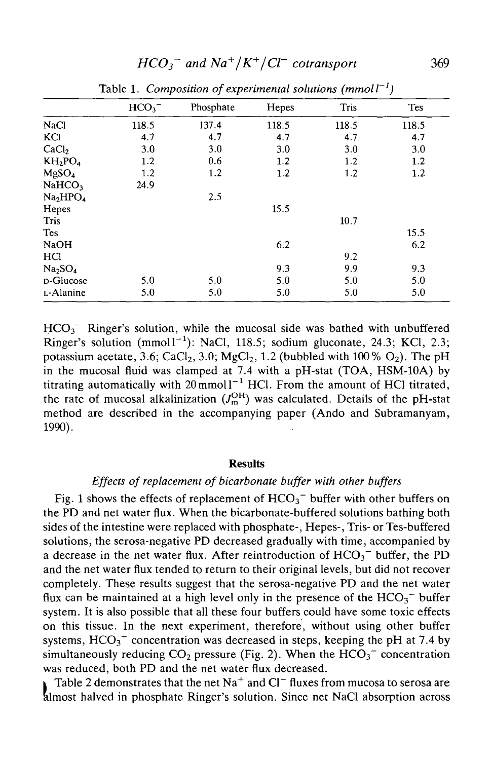Table 1. *Composition of experimental solutions* (mmol $l^{-1}$)

| | $HCO_3^-$ | Phosphate | Hepes | Tris | Tes |
|---|---|---|---|---|---|
| NaCl | 118.5 | 137.4 | 118.5 | 118.5 | 118.5 |
| KCl | 4.7 | 4.7 | 4.7 | 4.7 | 4.7 |
| $CaCl_2$ | 3.0 | 3.0 | 3.0 | 3.0 | 3.0 |
| $KH_2PO_4$ | 1.2 | 0.6 | 1.2 | 1.2 | 1.2 |
| $MgSO_4$ | 1.2 | 1.2 | 1.2 | 1.2 | 1.2 |
| $NaHCO_3$ | 24.9 | | | | |
| $Na_2HPO_4$ | | 2.5 | | | |
| Hepes | | | 15.5 | | |
| Tris | | | | 10.7 | |
| Tes | | | | | 15.5 |
| NaOH | | | 6.2 | | 6.2 |
| HCl | | | | 9.2 | |
| $Na_2SO_4$ | | | 9.3 | 9.9 | 9.3 |
| D-Glucose | 5.0 | 5.0 | 5.0 | 5.0 | 5.0 |
| L-Alanine | 5.0 | 5.0 | 5.0 | 5.0 | 5.0 |

$HCO_3^-$ Ringer's solution, while the mucosal side was bathed with unbuffered Ringer's solution (mmol $l^{-1}$): NaCl, 118.5; sodium gluconate, 24.3; KCl, 2.3; potassium acetate, 3.6; $CaCl_2$, 3.0; $MgCl_2$, 1.2 (bubbled with 100 % $O_2$). The pH in the mucosal fluid was clamped at 7.4 with a pH-stat (TOA, HSM-10A) by titrating automatically with 20 mmol $l^{-1}$ HCl. From the amount of HCl titrated, the rate of mucosal alkalinization ($J_m^{OH}$) was calculated. Details of the pH-stat method are described in the accompanying paper (Ando and Subramanyam, 1990).

## Results

### *Effects of replacement of bicarbonate buffer with other buffers*

Fig. 1 shows the effects of replacement of $HCO_3^-$ buffer with other buffers on the PD and net water flux. When the bicarbonate-buffered solutions bathing both sides of the intestine were replaced with phosphate-, Hepes-, Tris- or Tes-buffered solutions, the serosa-negative PD decreased gradually with time, accompanied by a decrease in the net water flux. After reintroduction of $HCO_3^-$ buffer, the PD and the net water flux tended to return to their original levels, but did not recover completely. These results suggest that the serosa-negative PD and the net water flux can be maintained at a high level only in the presence of the $HCO_3^-$ buffer system. It is also possible that all these four buffers could have some toxic effects on this tissue. In the next experiment, therefore, without using other buffer systems, $HCO_3^-$ concentration was decreased in steps, keeping the pH at 7.4 by simultaneously reducing $CO_2$ pressure (Fig. 2). When the $HCO_3^-$ concentration was reduced, both PD and the net water flux decreased.

Table 2 demonstrates that the net $Na^+$ and $Cl^-$ fluxes from mucosa to serosa are almost halved in phosphate Ringer's solution. Since net NaCl absorption across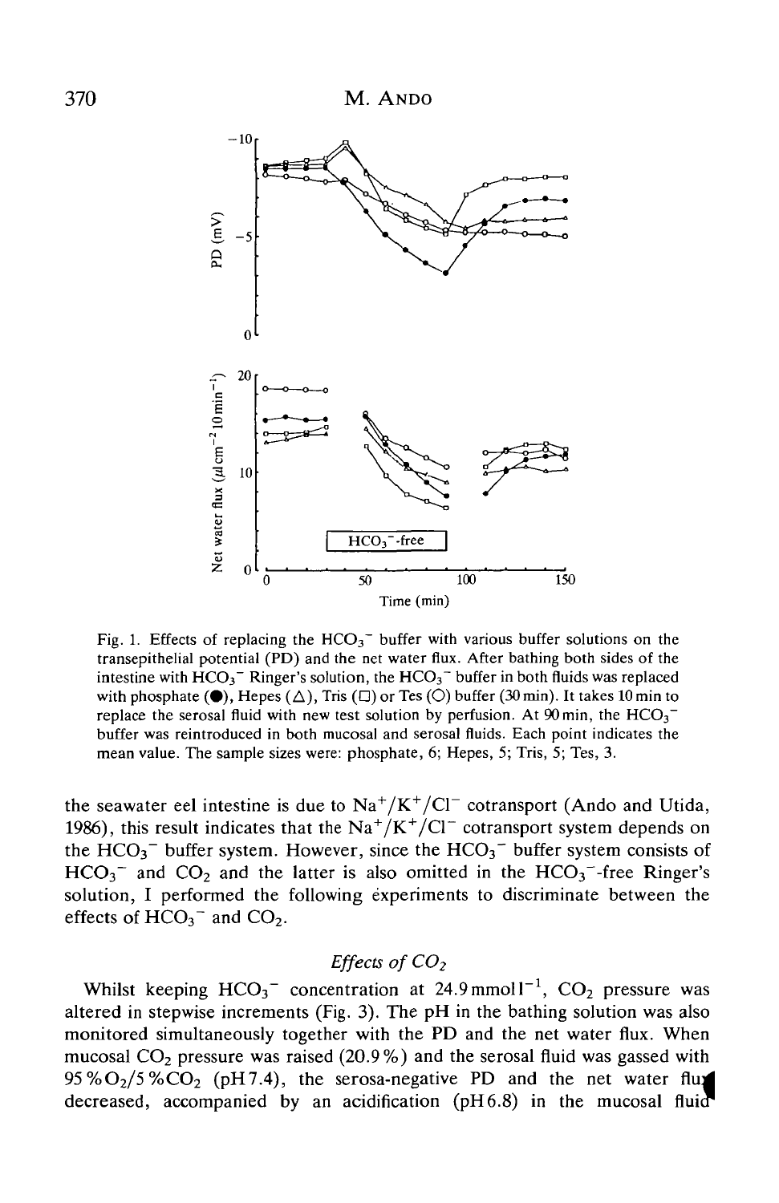Fig. 1. Effects of replacing the $HCO_3^-$ buffer with various buffer solutions on the transepithelial potential (PD) and the net water flux. After bathing both sides of the intestine with $HCO_3^-$ Ringer's solution, the $HCO_3^-$ buffer in both fluids was replaced with phosphate (●), Hepes (△), Tris (□) or Tes (○) buffer (30 min). It takes 10 min to replace the serosal fluid with new test solution by perfusion. At 90 min, the $HCO_3^-$ buffer was reintroduced in both mucosal and serosal fluids. Each point indicates the mean value. The sample sizes were: phosphate, 6; Hepes, 5; Tris, 5; Tes, 3.

the seawater eel intestine is due to $Na^+/K^+/Cl^-$ cotransport (Ando and Utida, 1986), this result indicates that the $Na^+/K^+/Cl^-$ cotransport system depends on the $HCO_3^-$ buffer system. However, since the $HCO_3^-$ buffer system consists of $HCO_3^-$ and $CO_2$ and the latter is also omitted in the $HCO_3^-$-free Ringer's solution, I performed the following experiments to discriminate between the effects of $HCO_3^-$ and $CO_2$.

### *Effects of $CO_2$*

Whilst keeping $HCO_3^-$ concentration at $24.9\,mmol\,l^{-1}$, $CO_2$ pressure was altered in stepwise increments (Fig. 3). The pH in the bathing solution was also monitored simultaneously together with the PD and the net water flux. When mucosal $CO_2$ pressure was raised (20.9 %) and the serosal fluid was gassed with 95 % $O_2$/5 % $CO_2$ (pH 7.4), the serosa-negative PD and the net water flux decreased, accompanied by an acidification (pH 6.8) in the mucosal fluid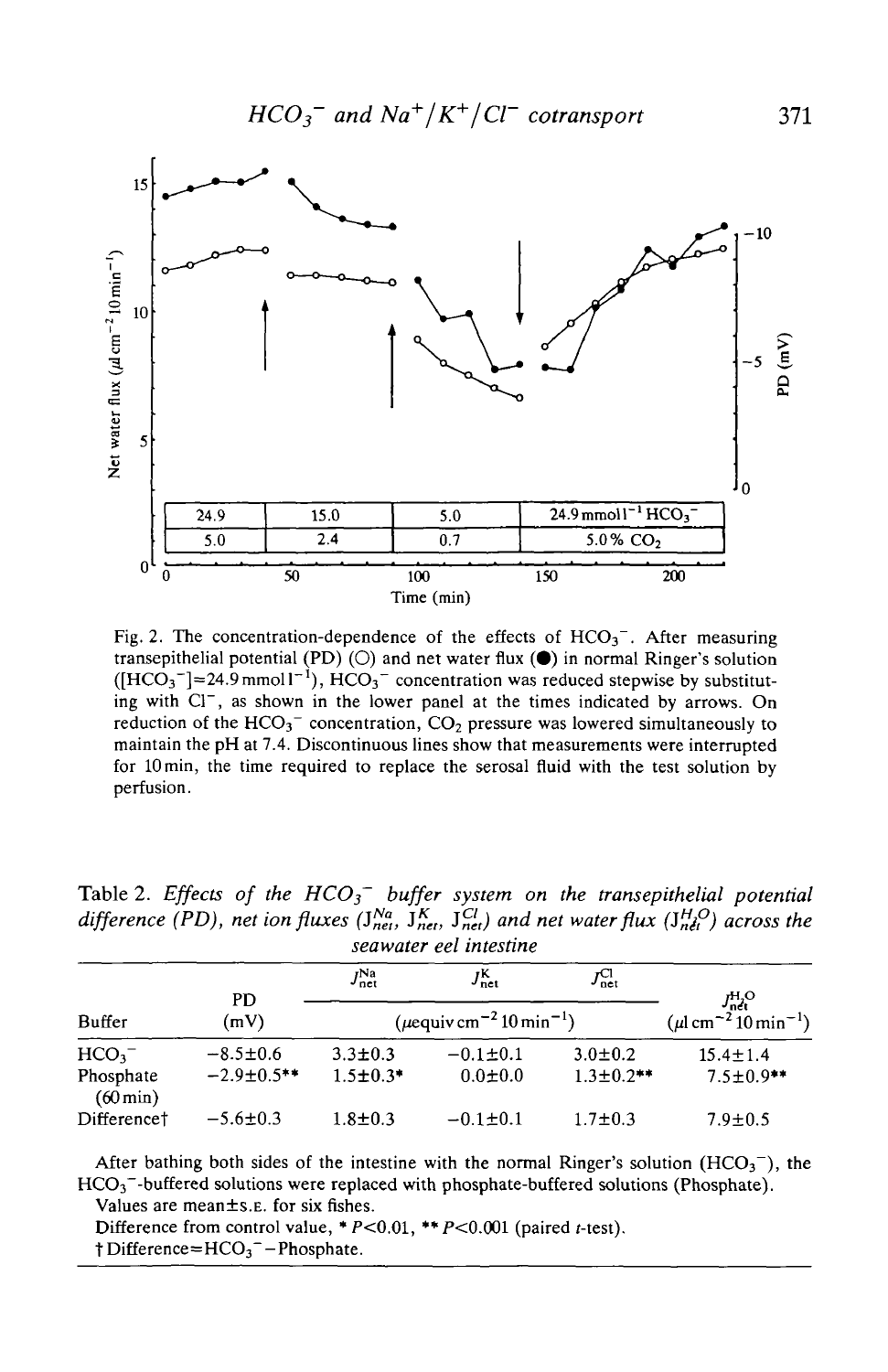Fig. 2. The concentration-dependence of the effects of $HCO_3^-$. After measuring transepithelial potential (PD) (○) and net water flux (●) in normal Ringer's solution ($[HCO_3^-]$=24.9 mmol $l^{-1}$), $HCO_3^-$ concentration was reduced stepwise by substituting with $Cl^-$, as shown in the lower panel at the times indicated by arrows. On reduction of the $HCO_3^-$ concentration, $CO_2$ pressure was lowered simultaneously to maintain the pH at 7.4. Discontinuous lines show that measurements were interrupted for 10 min, the time required to replace the serosal fluid with the test solution by perfusion.

Table 2. *Effects of the $HCO_3^-$ buffer system on the transepithelial potential difference (PD), net ion fluxes ($J^{Na}_{net}$, $J^{K}_{net}$, $J^{Cl}_{net}$) and net water flux ($J^{H_2O}_{net}$) across the seawater eel intestine*

| Buffer | PD (mV) | $J^{Na}_{net}$ ($\mu$equiv cm$^{-2}$ 10 min$^{-1}$) | $J^{K}_{net}$ ($\mu$equiv cm$^{-2}$ 10 min$^{-1}$) | $J^{Cl}_{net}$ ($\mu$equiv cm$^{-2}$ 10 min$^{-1}$) | $J^{H_2O}_{net}$ ($\mu$l cm$^{-2}$ 10 min$^{-1}$) |
|---|---|---|---|---|---|
| $HCO_3^-$ | −8.5±0.6 | 3.3±0.3 | −0.1±0.1 | 3.0±0.2 | 15.4±1.4 |
| Phosphate (60 min) | −2.9±0.5** | 1.5±0.3* | 0.0±0.0 | 1.3±0.2** | 7.5±0.9** |
| Difference† | −5.6±0.3 | 1.8±0.3 | −0.1±0.1 | 1.7±0.3 | 7.9±0.5 |

After bathing both sides of the intestine with the normal Ringer's solution ($HCO_3^-$), the $HCO_3^-$-buffered solutions were replaced with phosphate-buffered solutions (Phosphate).

Values are mean±s.e. for six fishes.

Difference from control value, * $P<0.01$, ** $P<0.001$ (paired *t*-test).

† Difference=$HCO_3^-$ − Phosphate.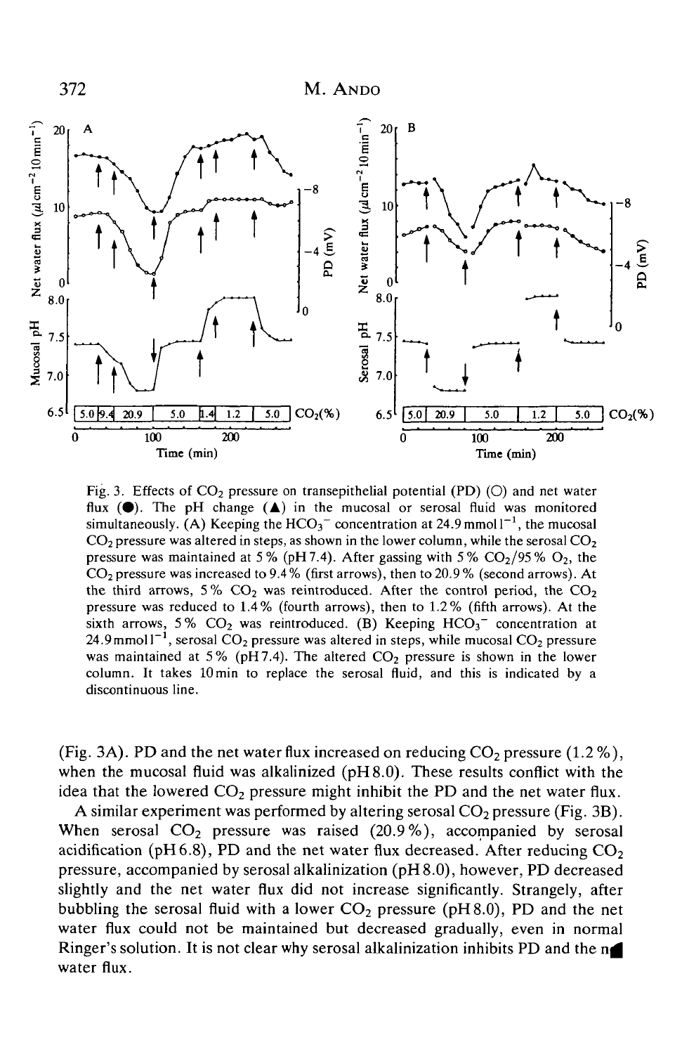Fig. 3. Effects of $CO_2$ pressure on transepithelial potential (PD) (○) and net water flux (●). The pH change (▲) in the mucosal or serosal fluid was monitored simultaneously. (A) Keeping the $HCO_3^-$ concentration at 24.9 mmol $l^{-1}$, the mucosal $CO_2$ pressure was altered in steps, as shown in the lower column, while the serosal $CO_2$ pressure was maintained at 5 % (pH 7.4). After gassing with 5 % $CO_2$/95 % $O_2$, the $CO_2$ pressure was increased to 9.4 % (first arrows), then to 20.9 % (second arrows). At the third arrows, 5 % $CO_2$ was reintroduced. After the control period, the $CO_2$ pressure was reduced to 1.4 % (fourth arrows), then to 1.2 % (fifth arrows). At the sixth arrows, 5 % $CO_2$ was reintroduced. (B) Keeping $HCO_3^-$ concentration at 24.9 mmol $l^{-1}$, serosal $CO_2$ pressure was altered in steps, while mucosal $CO_2$ pressure was maintained at 5 % (pH 7.4). The altered $CO_2$ pressure is shown in the lower column. It takes 10 min to replace the serosal fluid, and this is indicated by a discontinuous line.

(Fig. 3A). PD and the net water flux increased on reducing $CO_2$ pressure (1.2 %), when the mucosal fluid was alkalinized (pH 8.0). These results conflict with the idea that the lowered $CO_2$ pressure might inhibit the PD and the net water flux.

A similar experiment was performed by altering serosal $CO_2$ pressure (Fig. 3B). When serosal $CO_2$ pressure was raised (20.9 %), accompanied by serosal acidification (pH 6.8), PD and the net water flux decreased. After reducing $CO_2$ pressure, accompanied by serosal alkalinization (pH 8.0), however, PD decreased slightly and the net water flux did not increase significantly. Strangely, after bubbling the serosal fluid with a lower $CO_2$ pressure (pH 8.0), PD and the net water flux could not be maintained but decreased gradually, even in normal Ringer's solution. It is not clear why serosal alkalinization inhibits PD and the net water flux.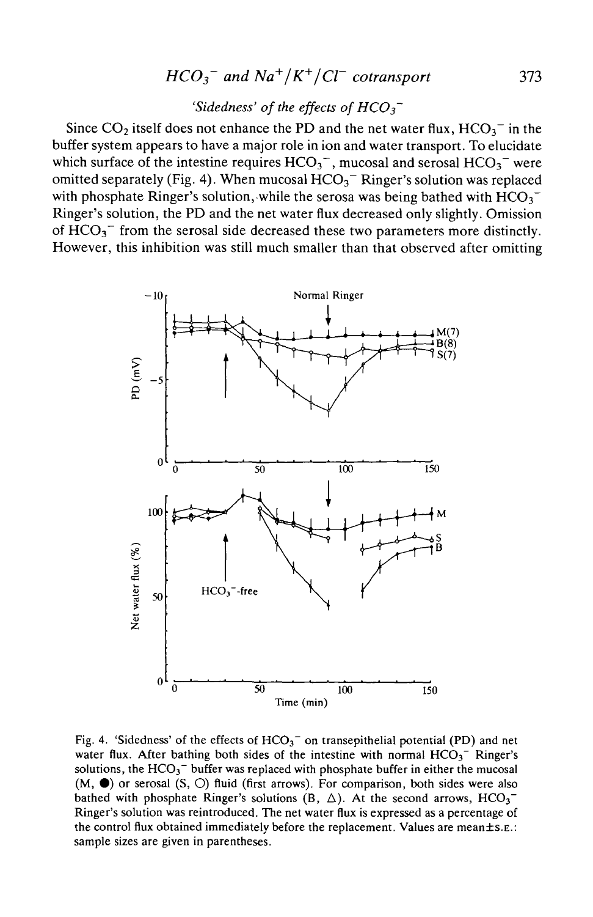### *'Sidedness' of the effects of $HCO_3^-$*

Since $CO_2$ itself does not enhance the PD and the net water flux, $HCO_3^-$ in the buffer system appears to have a major role in ion and water transport. To elucidate which surface of the intestine requires $HCO_3^-$, mucosal and serosal $HCO_3^-$ were omitted separately (Fig. 4). When mucosal $HCO_3^-$ Ringer's solution was replaced with phosphate Ringer's solution, while the serosa was being bathed with $HCO_3^-$ Ringer's solution, the PD and the net water flux decreased only slightly. Omission of $HCO_3^-$ from the serosal side decreased these two parameters more distinctly. However, this inhibition was still much smaller than that observed after omitting

Fig. 4. 'Sidedness' of the effects of $HCO_3^-$ on transepithelial potential (PD) and net water flux. After bathing both sides of the intestine with normal $HCO_3^-$ Ringer's solutions, the $HCO_3^-$ buffer was replaced with phosphate buffer in either the mucosal (M, ●) or serosal (S, ○) fluid (first arrows). For comparison, both sides were also bathed with phosphate Ringer's solutions (B, △). At the second arrows, $HCO_3^-$ Ringer's solution was reintroduced. The net water flux is expressed as a percentage of the control flux obtained immediately before the replacement. Values are mean±S.E.: sample sizes are given in parentheses.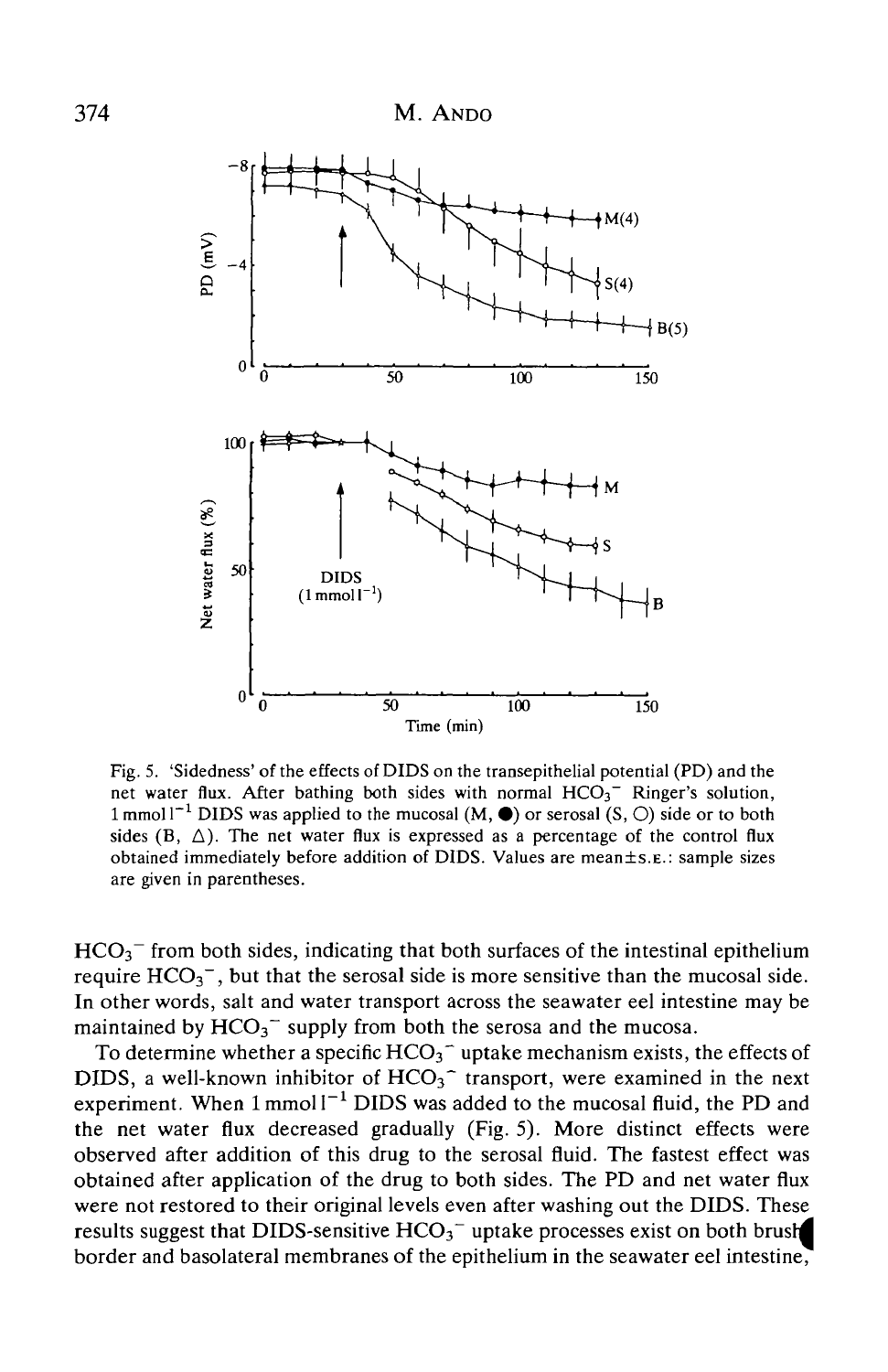Fig. 5. 'Sidedness' of the effects of DIDS on the transepithelial potential (PD) and the net water flux. After bathing both sides with normal $HCO_3^-$ Ringer's solution, 1 mmol $l^{-1}$ DIDS was applied to the mucosal (M, ●) or serosal (S, ○) side or to both sides (B, △). The net water flux is expressed as a percentage of the control flux obtained immediately before addition of DIDS. Values are mean±S.E.: sample sizes are given in parentheses.

$HCO_3^-$ from both sides, indicating that both surfaces of the intestinal epithelium require $HCO_3^-$, but that the serosal side is more sensitive than the mucosal side. In other words, salt and water transport across the seawater eel intestine may be maintained by $HCO_3^-$ supply from both the serosa and the mucosa.

To determine whether a specific $HCO_3^-$ uptake mechanism exists, the effects of DIDS, a well-known inhibitor of $HCO_3^-$ transport, were examined in the next experiment. When 1 mmol $l^{-1}$ DIDS was added to the mucosal fluid, the PD and the net water flux decreased gradually (Fig. 5). More distinct effects were observed after addition of this drug to the serosal fluid. The fastest effect was obtained after application of the drug to both sides. The PD and net water flux were not restored to their original levels even after washing out the DIDS. These results suggest that DIDS-sensitive $HCO_3^-$ uptake processes exist on both brush border and basolateral membranes of the epithelium in the seawater eel intestine,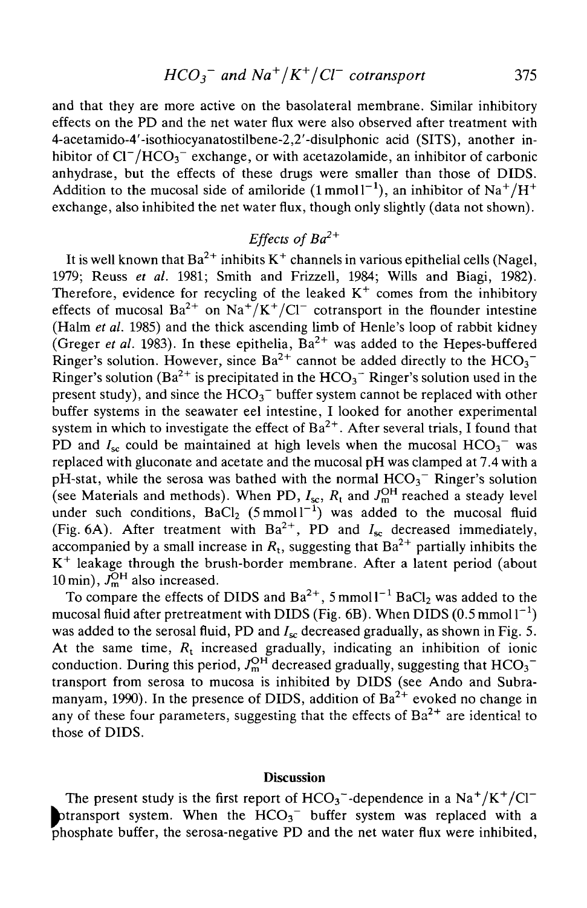and that they are more active on the basolateral membrane. Similar inhibitory effects on the PD and the net water flux were also observed after treatment with 4-acetamido-4'-isothiocyanatostilbene-2,2'-disulphonic acid (SITS), another inhibitor of $Cl^-/HCO_3^-$ exchange, or with acetazolamide, an inhibitor of carbonic anhydrase, but the effects of these drugs were smaller than those of DIDS. Addition to the mucosal side of amiloride ($1\,mmol\,l^{-1}$), an inhibitor of $Na^+/H^+$ exchange, also inhibited the net water flux, though only slightly (data not shown).

### *Effects of* $Ba^{2+}$

It is well known that $Ba^{2+}$ inhibits $K^+$ channels in various epithelial cells (Nagel, 1979; Reuss *et al.* 1981; Smith and Frizzell, 1984; Wills and Biagi, 1982). Therefore, evidence for recycling of the leaked $K^+$ comes from the inhibitory effects of mucosal $Ba^{2+}$ on $Na^+/K^+/Cl^-$ cotransport in the flounder intestine (Halm *et al.* 1985) and the thick ascending limb of Henle's loop of rabbit kidney (Greger *et al.* 1983). In these epithelia, $Ba^{2+}$ was added to the Hepes-buffered Ringer's solution. However, since $Ba^{2+}$ cannot be added directly to the $HCO_3^-$ Ringer's solution ($Ba^{2+}$ is precipitated in the $HCO_3^-$ Ringer's solution used in the present study), and since the $HCO_3^-$ buffer system cannot be replaced with other buffer systems in the seawater eel intestine, I looked for another experimental system in which to investigate the effect of $Ba^{2+}$. After several trials, I found that PD and $I_{sc}$ could be maintained at high levels when the mucosal $HCO_3^-$ was replaced with gluconate and acetate and the mucosal pH was clamped at 7.4 with a pH-stat, while the serosa was bathed with the normal $HCO_3^-$ Ringer's solution (see Materials and methods). When PD, $I_{sc}$, $R_t$ and $J_m^{OH}$ reached a steady level under such conditions, $BaCl_2$ ($5\,mmol\,l^{-1}$) was added to the mucosal fluid (Fig. 6A). After treatment with $Ba^{2+}$, PD and $I_{sc}$ decreased immediately, accompanied by a small increase in $R_t$, suggesting that $Ba^{2+}$ partially inhibits the $K^+$ leakage through the brush-border membrane. After a latent period (about 10 min), $J_m^{OH}$ also increased.

To compare the effects of DIDS and $Ba^{2+}$, $5\,mmol\,l^{-1}$ $BaCl_2$ was added to the mucosal fluid after pretreatment with DIDS (Fig. 6B). When DIDS ($0.5\,mmol\,l^{-1}$) was added to the serosal fluid, PD and $I_{sc}$ decreased gradually, as shown in Fig. 5. At the same time, $R_t$ increased gradually, indicating an inhibition of ionic conduction. During this period, $J_m^{OH}$ decreased gradually, suggesting that $HCO_3^-$ transport from serosa to mucosa is inhibited by DIDS (see Ando and Subramanyam, 1990). In the presence of DIDS, addition of $Ba^{2+}$ evoked no change in any of these four parameters, suggesting that the effects of $Ba^{2+}$ are identical to those of DIDS.

## Discussion

The present study is the first report of $HCO_3^-$-dependence in a $Na^+/K^+/Cl^-$ cotransport system. When the $HCO_3^-$ buffer system was replaced with a phosphate buffer, the serosa-negative PD and the net water flux were inhibited,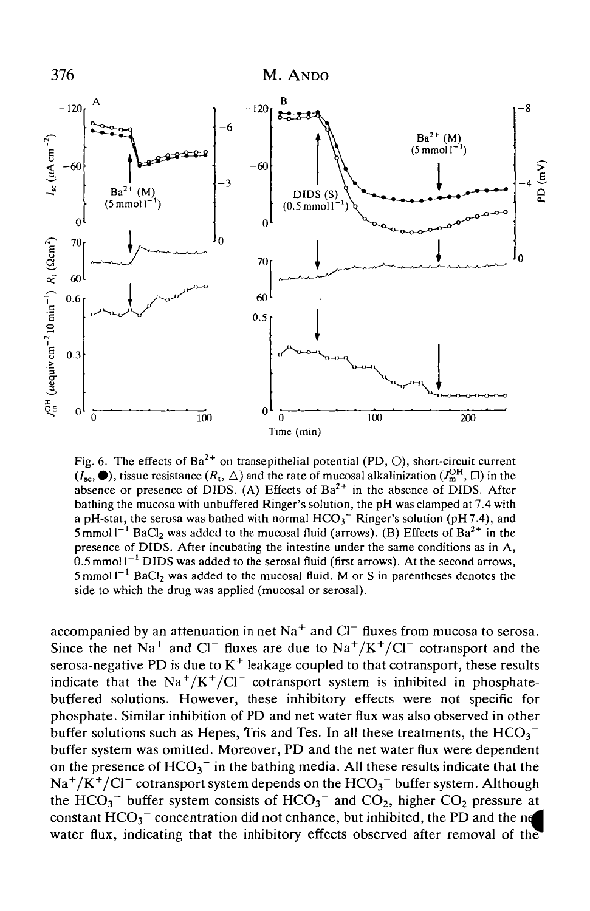Fig. 6. The effects of $Ba^{2+}$ on transepithelial potential (PD, ○), short-circuit current ($I_{sc}$, ●), tissue resistance ($R_t$, △) and the rate of mucosal alkalinization ($J_m^{OH}$, □) in the absence or presence of DIDS. (A) Effects of $Ba^{2+}$ in the absence of DIDS. After bathing the mucosa with unbuffered Ringer's solution, the pH was clamped at 7.4 with a pH-stat, the serosa was bathed with normal $HCO_3^-$ Ringer's solution (pH 7.4), and 5 mmol $l^{-1}$ $BaCl_2$ was added to the mucosal fluid (arrows). (B) Effects of $Ba^{2+}$ in the presence of DIDS. After incubating the intestine under the same conditions as in A, 0.5 mmol $l^{-1}$ DIDS was added to the serosal fluid (first arrows). At the second arrows, 5 mmol $l^{-1}$ $BaCl_2$ was added to the mucosal fluid. M or S in parentheses denotes the side to which the drug was applied (mucosal or serosal).

accompanied by an attenuation in net $Na^+$ and $Cl^-$ fluxes from mucosa to serosa. Since the net $Na^+$ and $Cl^-$ fluxes are due to $Na^+/K^+/Cl^-$ cotransport and the serosa-negative PD is due to $K^+$ leakage coupled to that cotransport, these results indicate that the $Na^+/K^+/Cl^-$ cotransport system is inhibited in phosphate-buffered solutions. However, these inhibitory effects were not specific for phosphate. Similar inhibition of PD and net water flux was also observed in other buffer solutions such as Hepes, Tris and Tes. In all these treatments, the $HCO_3^-$ buffer system was omitted. Moreover, PD and the net water flux were dependent on the presence of $HCO_3^-$ in the bathing media. All these results indicate that the $Na^+/K^+/Cl^-$ cotransport system depends on the $HCO_3^-$ buffer system. Although the $HCO_3^-$ buffer system consists of $HCO_3^-$ and $CO_2$, higher $CO_2$ pressure at constant $HCO_3^-$ concentration did not enhance, but inhibited, the PD and the net water flux, indicating that the inhibitory effects observed after removal of the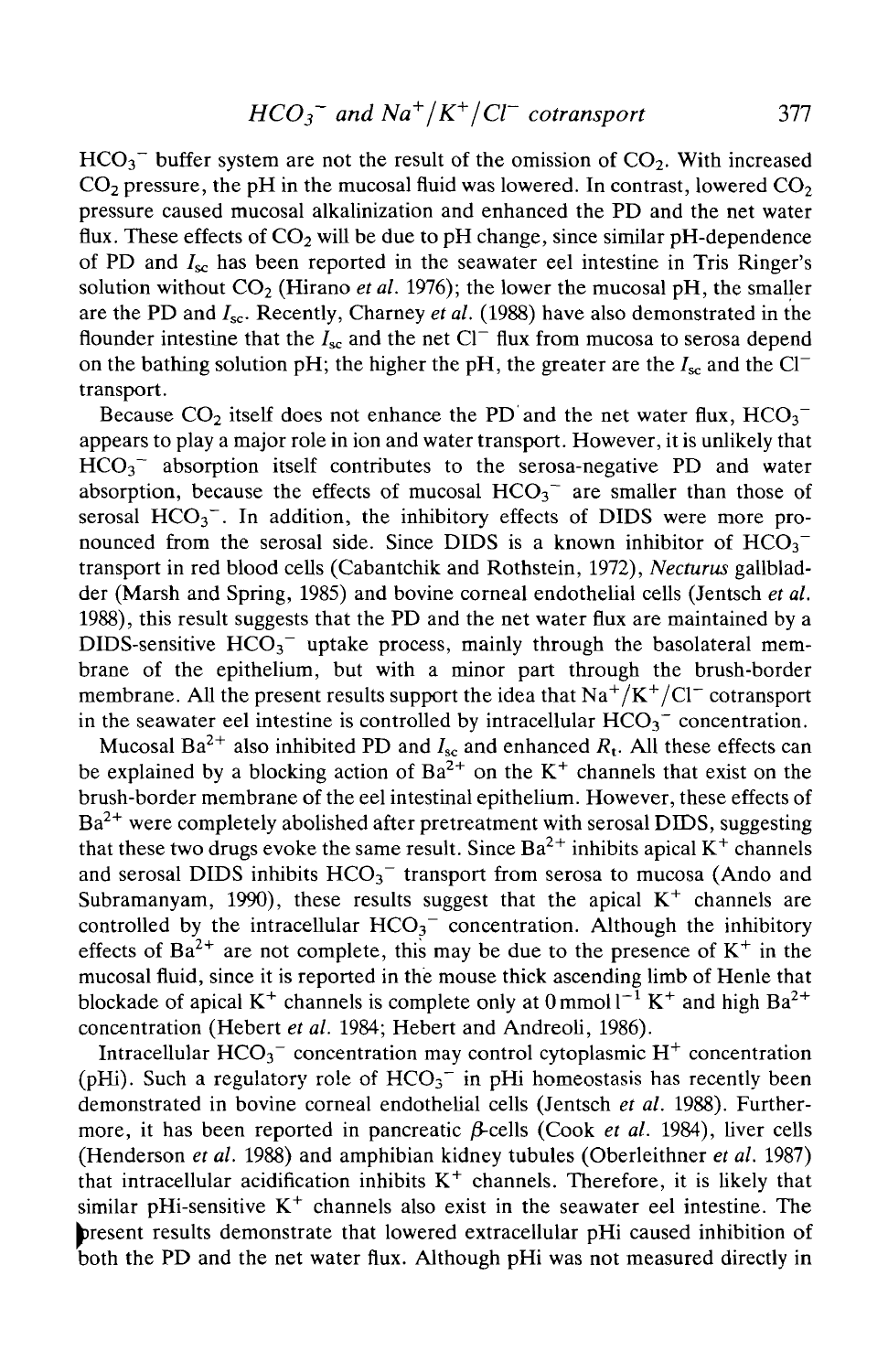$HCO_3^-$ buffer system are not the result of the omission of $CO_2$. With increased $CO_2$ pressure, the pH in the mucosal fluid was lowered. In contrast, lowered $CO_2$ pressure caused mucosal alkalinization and enhanced the PD and the net water flux. These effects of $CO_2$ will be due to pH change, since similar pH-dependence of PD and $I_{sc}$ has been reported in the seawater eel intestine in Tris Ringer's solution without $CO_2$ (Hirano *et al.* 1976); the lower the mucosal pH, the smaller are the PD and $I_{sc}$. Recently, Charney *et al.* (1988) have also demonstrated in the flounder intestine that the $I_{sc}$ and the net $Cl^-$ flux from mucosa to serosa depend on the bathing solution pH; the higher the pH, the greater are the $I_{sc}$ and the $Cl^-$ transport.

Because $CO_2$ itself does not enhance the PD and the net water flux, $HCO_3^-$ appears to play a major role in ion and water transport. However, it is unlikely that $HCO_3^-$ absorption itself contributes to the serosa-negative PD and water absorption, because the effects of mucosal $HCO_3^-$ are smaller than those of serosal $HCO_3^-$. In addition, the inhibitory effects of DIDS were more pronounced from the serosal side. Since DIDS is a known inhibitor of $HCO_3^-$ transport in red blood cells (Cabantchik and Rothstein, 1972), *Necturus* gallbladder (Marsh and Spring, 1985) and bovine corneal endothelial cells (Jentsch *et al.* 1988), this result suggests that the PD and the net water flux are maintained by a DIDS-sensitive $HCO_3^-$ uptake process, mainly through the basolateral membrane of the epithelium, but with a minor part through the brush-border membrane. All the present results support the idea that $Na^+/K^+/Cl^-$ cotransport in the seawater eel intestine is controlled by intracellular $HCO_3^-$ concentration.

Mucosal $Ba^{2+}$ also inhibited PD and $I_{sc}$ and enhanced $R_t$. All these effects can be explained by a blocking action of $Ba^{2+}$ on the $K^+$ channels that exist on the brush-border membrane of the eel intestinal epithelium. However, these effects of $Ba^{2+}$ were completely abolished after pretreatment with serosal DIDS, suggesting that these two drugs evoke the same result. Since $Ba^{2+}$ inhibits apical $K^+$ channels and serosal DIDS inhibits $HCO_3^-$ transport from serosa to mucosa (Ando and Subramanyam, 1990), these results suggest that the apical $K^+$ channels are controlled by the intracellular $HCO_3^-$ concentration. Although the inhibitory effects of $Ba^{2+}$ are not complete, this may be due to the presence of $K^+$ in the mucosal fluid, since it is reported in the mouse thick ascending limb of Henle that blockade of apical $K^+$ channels is complete only at $0\,mmol\,l^{-1}$ $K^+$ and high $Ba^{2+}$ concentration (Hebert *et al.* 1984; Hebert and Andreoli, 1986).

Intracellular $HCO_3^-$ concentration may control cytoplasmic $H^+$ concentration (pHi). Such a regulatory role of $HCO_3^-$ in pHi homeostasis has recently been demonstrated in bovine corneal endothelial cells (Jentsch *et al.* 1988). Furthermore, it has been reported in pancreatic $\beta$-cells (Cook *et al.* 1984), liver cells (Henderson *et al.* 1988) and amphibian kidney tubules (Oberleithner *et al.* 1987) that intracellular acidification inhibits $K^+$ channels. Therefore, it is likely that similar pHi-sensitive $K^+$ channels also exist in the seawater eel intestine. The present results demonstrate that lowered extracellular pHi caused inhibition of both the PD and the net water flux. Although pHi was not measured directly in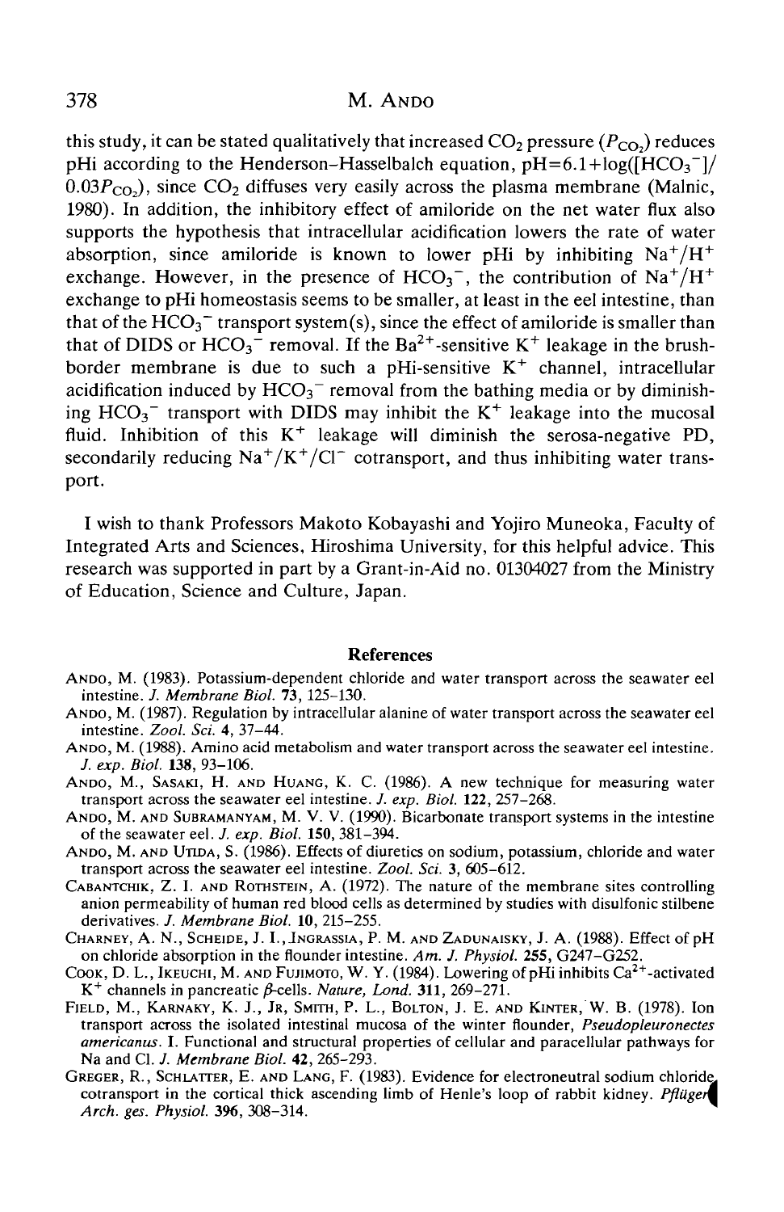this study, it can be stated qualitatively that increased $CO_2$ pressure ($P_{CO_2}$) reduces pHi according to the Henderson-Hasselbalch equation, $pH=6.1+\log([HCO_3^-]/0.03P_{CO_2})$, since $CO_2$ diffuses very easily across the plasma membrane (Malnic, 1980). In addition, the inhibitory effect of amiloride on the net water flux also supports the hypothesis that intracellular acidification lowers the rate of water absorption, since amiloride is known to lower pHi by inhibiting $Na^+/H^+$ exchange. However, in the presence of $HCO_3^-$, the contribution of $Na^+/H^+$ exchange to pHi homeostasis seems to be smaller, at least in the eel intestine, than that of the $HCO_3^-$ transport system(s), since the effect of amiloride is smaller than that of DIDS or $HCO_3^-$ removal. If the $Ba^{2+}$-sensitive $K^+$ leakage in the brush-border membrane is due to such a pHi-sensitive $K^+$ channel, intracellular acidification induced by $HCO_3^-$ removal from the bathing media or by diminishing $HCO_3^-$ transport with DIDS may inhibit the $K^+$ leakage into the mucosal fluid. Inhibition of this $K^+$ leakage will diminish the serosa-negative PD, secondarily reducing $Na^+/K^+/Cl^-$ cotransport, and thus inhibiting water transport.

I wish to thank Professors Makoto Kobayashi and Yojiro Muneoka, Faculty of Integrated Arts and Sciences, Hiroshima University, for this helpful advice. This research was supported in part by a Grant-in-Aid no. 01304027 from the Ministry of Education, Science and Culture, Japan.

## References

ANDO, M. (1983). Potassium-dependent chloride and water transport across the seawater eel intestine. *J. Membrane Biol.* **73**, 125–130.

ANDO, M. (1987). Regulation by intracellular alanine of water transport across the seawater eel intestine. *Zool. Sci.* **4**, 37–44.

ANDO, M. (1988). Amino acid metabolism and water transport across the seawater eel intestine. *J. exp. Biol.* **138**, 93–106.

ANDO, M., SASAKI, H. AND HUANG, K. C. (1986). A new technique for measuring water transport across the seawater eel intestine. *J. exp. Biol.* **122**, 257–268.

ANDO, M. AND SUBRAMANYAM, M. V. V. (1990). Bicarbonate transport systems in the intestine of the seawater eel. *J. exp. Biol.* **150**, 381–394.

ANDO, M. AND UTIDA, S. (1986). Effects of diuretics on sodium, potassium, chloride and water transport across the seawater eel intestine. *Zool. Sci.* **3**, 605–612.

CABANTCHIK, Z. I. AND ROTHSTEIN, A. (1972). The nature of the membrane sites controlling anion permeability of human red blood cells as determined by studies with disulfonic stilbene derivatives. *J. Membrane Biol.* **10**, 215–255.

CHARNEY, A. N., SCHEIDE, J. I., INGRASSIA, P. M. AND ZADUNAISKY, J. A. (1988). Effect of pH on chloride absorption in the flounder intestine. *Am. J. Physiol.* **255**, G247–G252.

COOK, D. L., IKEUCHI, M. AND FUJIMOTO, W. Y. (1984). Lowering of pHi inhibits $Ca^{2+}$-activated $K^+$ channels in pancreatic $\beta$-cells. *Nature, Lond.* **311**, 269–271.

FIELD, M., KARNAKY, K. J., JR, SMITH, P. L., BOLTON, J. E. AND KINTER, W. B. (1978). Ion transport across the isolated intestinal mucosa of the winter flounder, *Pseudopleuronectes americanus*. I. Functional and structural properties of cellular and paracellular pathways for Na and Cl. *J. Membrane Biol.* **42**, 265–293.

GREGER, R., SCHLATTER, E. AND LANG, F. (1983). Evidence for electroneutral sodium chloride cotransport in the cortical thick ascending limb of Henle's loop of rabbit kidney. *Pflügers Arch. ges. Physiol.* **396**, 308–314.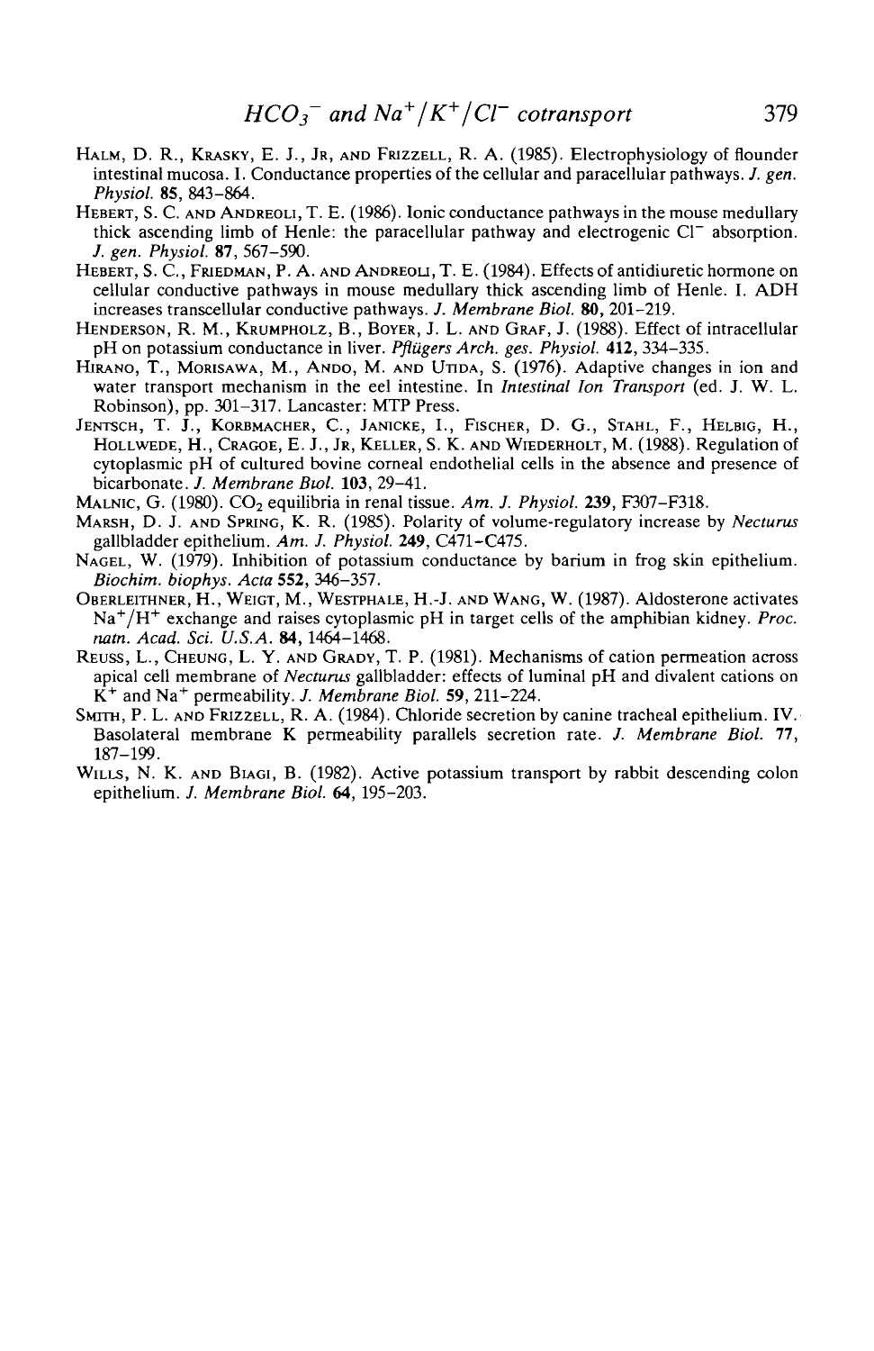HALM, D. R., KRASKY, E. J., JR, AND FRIZZELL, R. A. (1985). Electrophysiology of flounder intestinal mucosa. I. Conductance properties of the cellular and paracellular pathways. *J. gen. Physiol.* **85**, 843–864.

HEBERT, S. C. AND ANDREOLI, T. E. (1986). Ionic conductance pathways in the mouse medullary thick ascending limb of Henle: the paracellular pathway and electrogenic $Cl^-$ absorption. *J. gen. Physiol.* **87**, 567–590.

HEBERT, S. C., FRIEDMAN, P. A. AND ANDREOLI, T. E. (1984). Effects of antidiuretic hormone on cellular conductive pathways in mouse medullary thick ascending limb of Henle. I. ADH increases transcellular conductive pathways. *J. Membrane Biol.* **80**, 201–219.

HENDERSON, R. M., KRUMPHOLZ, B., BOYER, J. L. AND GRAF, J. (1988). Effect of intracellular pH on potassium conductance in liver. *Pflügers Arch. ges. Physiol.* **412**, 334–335.

HIRANO, T., MORISAWA, M., ANDO, M. AND UTIDA, S. (1976). Adaptive changes in ion and water transport mechanism in the eel intestine. In *Intestinal Ion Transport* (ed. J. W. L. Robinson), pp. 301–317. Lancaster: MTP Press.

JENTSCH, T. J., KORBMACHER, C., JANICKE, I., FISCHER, D. G., STAHL, F., HELBIG, H., HOLLWEDE, H., CRAGOE, E. J., JR, KELLER, S. K. AND WIEDERHOLT, M. (1988). Regulation of cytoplasmic pH of cultured bovine corneal endothelial cells in the absence and presence of bicarbonate. *J. Membrane Biol.* **103**, 29–41.

MALNIC, G. (1980). $CO_2$ equilibria in renal tissue. *Am. J. Physiol.* **239**, F307–F318.

MARSH, D. J. AND SPRING, K. R. (1985). Polarity of volume-regulatory increase by *Necturus* gallbladder epithelium. *Am. J. Physiol.* **249**, C471–C475.

NAGEL, W. (1979). Inhibition of potassium conductance by barium in frog skin epithelium. *Biochim. biophys. Acta* **552**, 346–357.

OBERLEITHNER, H., WEIGT, M., WESTPHALE, H.-J. AND WANG, W. (1987). Aldosterone activates $Na^+/H^+$ exchange and raises cytoplasmic pH in target cells of the amphibian kidney. *Proc. natn. Acad. Sci. U.S.A.* **84**, 1464–1468.

REUSS, L., CHEUNG, L. Y. AND GRADY, T. P. (1981). Mechanisms of cation permeation across apical cell membrane of *Necturus* gallbladder: effects of luminal pH and divalent cations on $K^+$ and $Na^+$ permeability. *J. Membrane Biol.* **59**, 211–224.

SMITH, P. L. AND FRIZZELL, R. A. (1984). Chloride secretion by canine tracheal epithelium. IV. Basolateral membrane K permeability parallels secretion rate. *J. Membrane Biol.* **77**, 187–199.

WILLS, N. K. AND BIAGI, B. (1982). Active potassium transport by rabbit descending colon epithelium. *J. Membrane Biol.* **64**, 195–203.